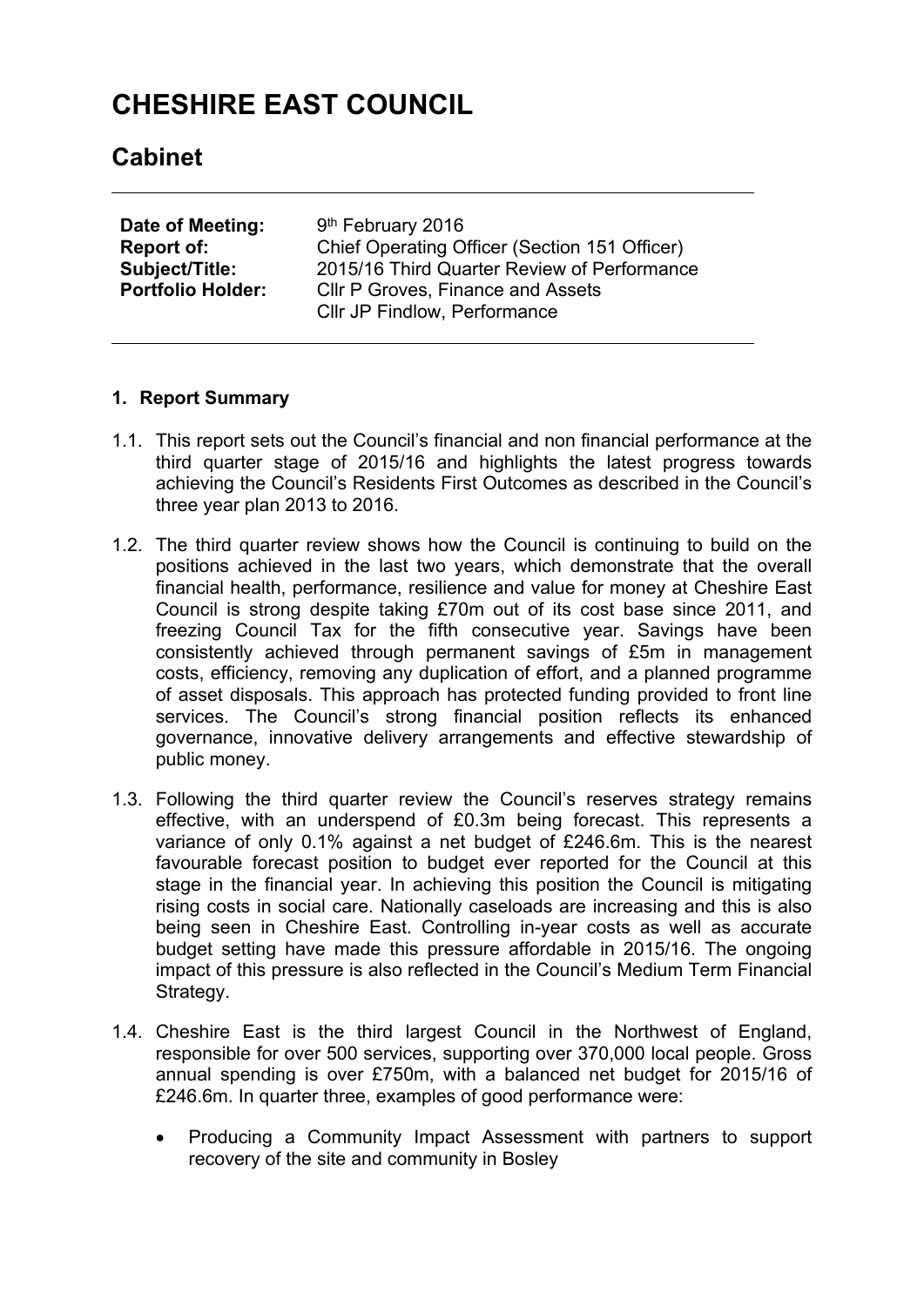# CHESHIRE EAST COUNCIL

## Cabinet

| | |
|---|---|
| **Date of Meeting:** | 9th February 2016 |
| **Report of:** | Chief Operating Officer (Section 151 Officer) |
| **Subject/Title:** | 2015/16 Third Quarter Review of Performance |
| **Portfolio Holder:** | Cllr P Groves, Finance and Assets<br>Cllr JP Findlow, Performance |

### 1. Report Summary

1.1. This report sets out the Council's financial and non financial performance at the third quarter stage of 2015/16 and highlights the latest progress towards achieving the Council's Residents First Outcomes as described in the Council's three year plan 2013 to 2016.

1.2. The third quarter review shows how the Council is continuing to build on the positions achieved in the last two years, which demonstrate that the overall financial health, performance, resilience and value for money at Cheshire East Council is strong despite taking £70m out of its cost base since 2011, and freezing Council Tax for the fifth consecutive year. Savings have been consistently achieved through permanent savings of £5m in management costs, efficiency, removing any duplication of effort, and a planned programme of asset disposals. This approach has protected funding provided to front line services. The Council's strong financial position reflects its enhanced governance, innovative delivery arrangements and effective stewardship of public money.

1.3. Following the third quarter review the Council's reserves strategy remains effective, with an underspend of £0.3m being forecast. This represents a variance of only 0.1% against a net budget of £246.6m. This is the nearest favourable forecast position to budget ever reported for the Council at this stage in the financial year. In achieving this position the Council is mitigating rising costs in social care. Nationally caseloads are increasing and this is also being seen in Cheshire East. Controlling in-year costs as well as accurate budget setting have made this pressure affordable in 2015/16. The ongoing impact of this pressure is also reflected in the Council's Medium Term Financial Strategy.

1.4. Cheshire East is the third largest Council in the Northwest of England, responsible for over 500 services, supporting over 370,000 local people. Gross annual spending is over £750m, with a balanced net budget for 2015/16 of £246.6m. In quarter three, examples of good performance were:

- Producing a Community Impact Assessment with partners to support recovery of the site and community in Bosley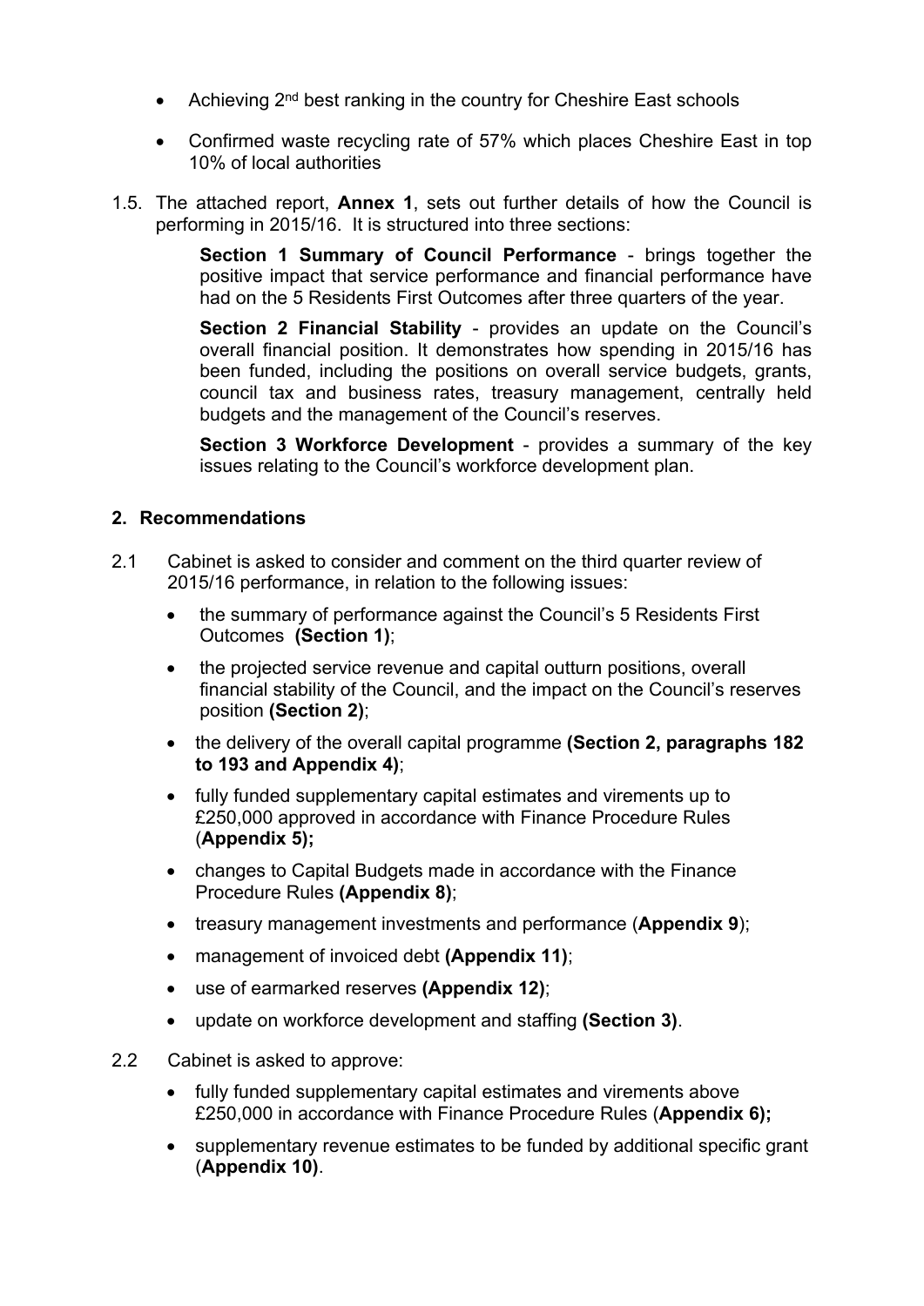- Achieving 2nd best ranking in the country for Cheshire East schools
- Confirmed waste recycling rate of 57% which places Cheshire East in top 10% of local authorities

1.5. The attached report, **Annex 1**, sets out further details of how the Council is performing in 2015/16. It is structured into three sections:

**Section 1 Summary of Council Performance** - brings together the positive impact that service performance and financial performance have had on the 5 Residents First Outcomes after three quarters of the year.

**Section 2 Financial Stability** - provides an update on the Council's overall financial position. It demonstrates how spending in 2015/16 has been funded, including the positions on overall service budgets, grants, council tax and business rates, treasury management, centrally held budgets and the management of the Council's reserves.

**Section 3 Workforce Development** - provides a summary of the key issues relating to the Council's workforce development plan.

## 2. Recommendations

2.1 Cabinet is asked to consider and comment on the third quarter review of 2015/16 performance, in relation to the following issues:

- the summary of performance against the Council's 5 Residents First Outcomes **(Section 1)**;
- the projected service revenue and capital outturn positions, overall financial stability of the Council, and the impact on the Council's reserves position **(Section 2)**;
- the delivery of the overall capital programme **(Section 2, paragraphs 182 to 193 and Appendix 4)**;
- fully funded supplementary capital estimates and virements up to £250,000 approved in accordance with Finance Procedure Rules (**Appendix 5);**
- changes to Capital Budgets made in accordance with the Finance Procedure Rules **(Appendix 8)**;
- treasury management investments and performance (**Appendix 9**);
- management of invoiced debt **(Appendix 11)**;
- use of earmarked reserves **(Appendix 12)**;
- update on workforce development and staffing **(Section 3)**.

2.2 Cabinet is asked to approve:

- fully funded supplementary capital estimates and virements above £250,000 in accordance with Finance Procedure Rules (**Appendix 6);**
- supplementary revenue estimates to be funded by additional specific grant (**Appendix 10)**.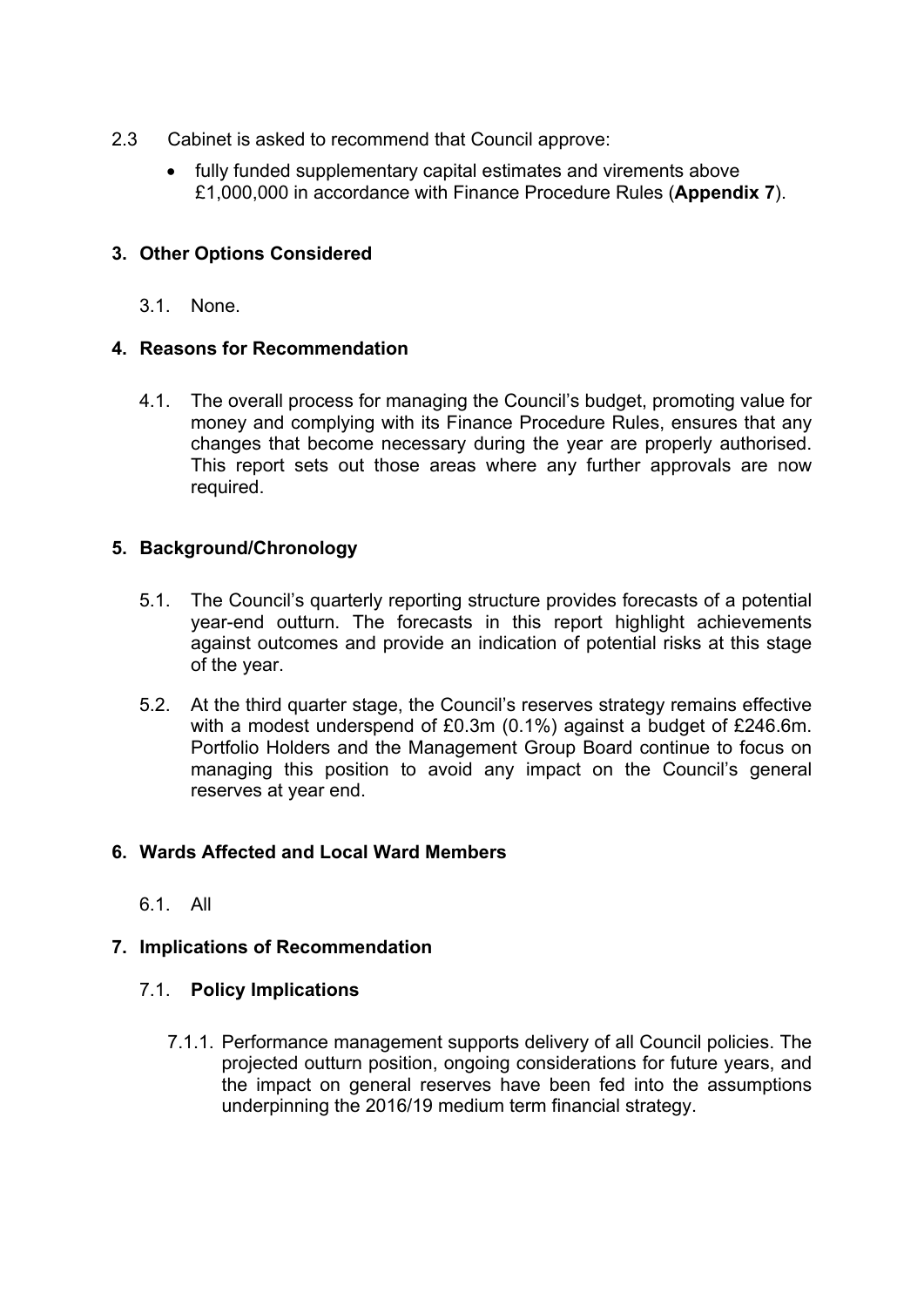2.3 Cabinet is asked to recommend that Council approve:

- fully funded supplementary capital estimates and virements above £1,000,000 in accordance with Finance Procedure Rules (**Appendix 7**).

## 3. Other Options Considered

3.1. None.

## 4. Reasons for Recommendation

4.1. The overall process for managing the Council's budget, promoting value for money and complying with its Finance Procedure Rules, ensures that any changes that become necessary during the year are properly authorised. This report sets out those areas where any further approvals are now required.

## 5. Background/Chronology

5.1. The Council's quarterly reporting structure provides forecasts of a potential year-end outturn. The forecasts in this report highlight achievements against outcomes and provide an indication of potential risks at this stage of the year.

5.2. At the third quarter stage, the Council's reserves strategy remains effective with a modest underspend of £0.3m (0.1%) against a budget of £246.6m. Portfolio Holders and the Management Group Board continue to focus on managing this position to avoid any impact on the Council's general reserves at year end.

## 6. Wards Affected and Local Ward Members

6.1. All

## 7. Implications of Recommendation

### 7.1. Policy Implications

7.1.1. Performance management supports delivery of all Council policies. The projected outturn position, ongoing considerations for future years, and the impact on general reserves have been fed into the assumptions underpinning the 2016/19 medium term financial strategy.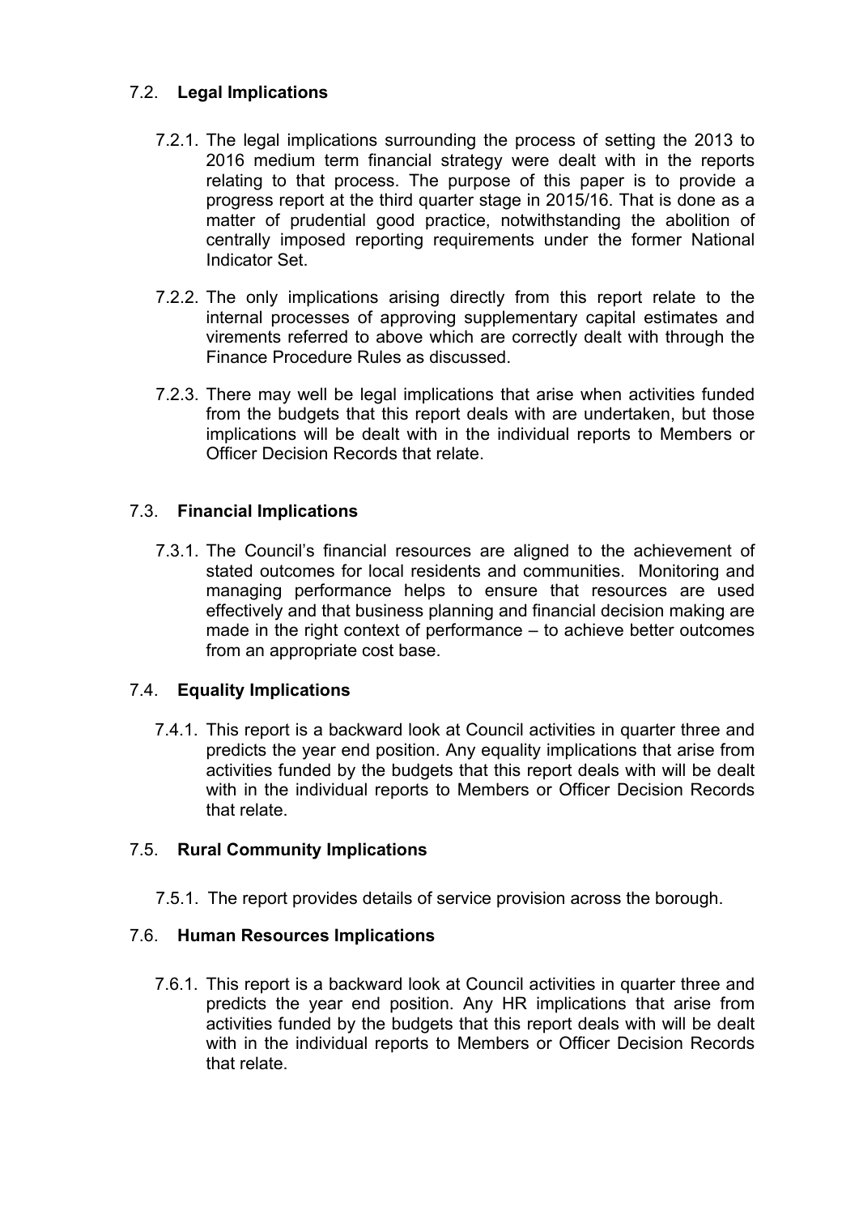### 7.2. **Legal Implications**

7.2.1. The legal implications surrounding the process of setting the 2013 to 2016 medium term financial strategy were dealt with in the reports relating to that process. The purpose of this paper is to provide a progress report at the third quarter stage in 2015/16. That is done as a matter of prudential good practice, notwithstanding the abolition of centrally imposed reporting requirements under the former National Indicator Set.

7.2.2. The only implications arising directly from this report relate to the internal processes of approving supplementary capital estimates and virements referred to above which are correctly dealt with through the Finance Procedure Rules as discussed.

7.2.3. There may well be legal implications that arise when activities funded from the budgets that this report deals with are undertaken, but those implications will be dealt with in the individual reports to Members or Officer Decision Records that relate.

### 7.3. **Financial Implications**

7.3.1. The Council's financial resources are aligned to the achievement of stated outcomes for local residents and communities. Monitoring and managing performance helps to ensure that resources are used effectively and that business planning and financial decision making are made in the right context of performance – to achieve better outcomes from an appropriate cost base.

### 7.4. **Equality Implications**

7.4.1. This report is a backward look at Council activities in quarter three and predicts the year end position. Any equality implications that arise from activities funded by the budgets that this report deals with will be dealt with in the individual reports to Members or Officer Decision Records that relate.

### 7.5. **Rural Community Implications**

7.5.1. The report provides details of service provision across the borough.

### 7.6. **Human Resources Implications**

7.6.1. This report is a backward look at Council activities in quarter three and predicts the year end position. Any HR implications that arise from activities funded by the budgets that this report deals with will be dealt with in the individual reports to Members or Officer Decision Records that relate.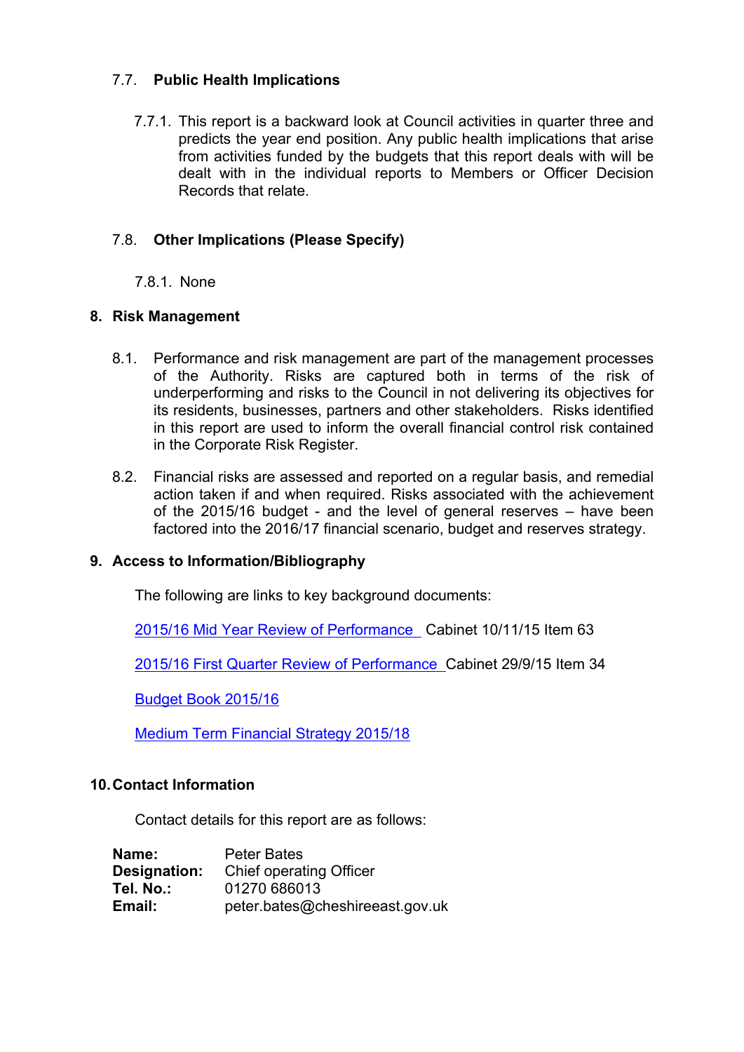### 7.7. Public Health Implications

7.7.1. This report is a backward look at Council activities in quarter three and predicts the year end position. Any public health implications that arise from activities funded by the budgets that this report deals with will be dealt with in the individual reports to Members or Officer Decision Records that relate.

### 7.8. Other Implications (Please Specify)

7.8.1. None

## 8. Risk Management

8.1. Performance and risk management are part of the management processes of the Authority. Risks are captured both in terms of the risk of underperforming and risks to the Council in not delivering its objectives for its residents, businesses, partners and other stakeholders. Risks identified in this report are used to inform the overall financial control risk contained in the Corporate Risk Register.

8.2. Financial risks are assessed and reported on a regular basis, and remedial action taken if and when required. Risks associated with the achievement of the 2015/16 budget - and the level of general reserves – have been factored into the 2016/17 financial scenario, budget and reserves strategy.

## 9. Access to Information/Bibliography

The following are links to key background documents:

2015/16 Mid Year Review of Performance Cabinet 10/11/15 Item 63

2015/16 First Quarter Review of Performance Cabinet 29/9/15 Item 34

Budget Book 2015/16

Medium Term Financial Strategy 2015/18

## 10. Contact Information

Contact details for this report are as follows:

**Name:** Peter Bates
**Designation:** Chief operating Officer
**Tel. No.:** 01270 686013
**Email:** peter.bates@cheshireeast.gov.uk